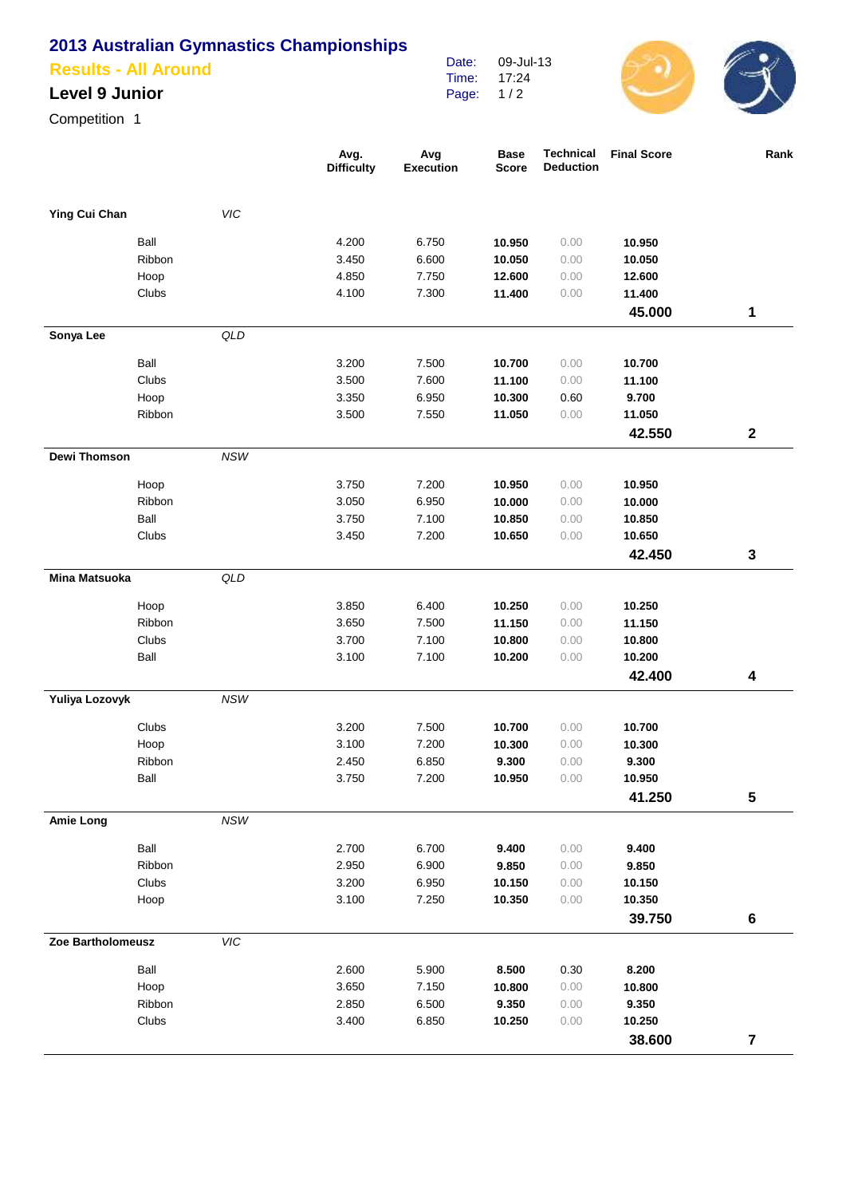# 2013 Australian Gymnastics Championships

## Results - All Around

### Level 9 Junior

Competition 1

Date: 09-Jul-13
Time: 17:24

| | | | Avg. Difficulty | Avg Execution | Base Score | Technical Deduction | Final Score | Rank |
|---|---|---|---|---|---|---|---|---|
| **Ying Cui Chan** | | *VIC* | | | | | | |
| | Ball | | 4.200 | 6.750 | **10.950** | 0.00 | **10.950** | |
| | Ribbon | | 3.450 | 6.600 | **10.050** | 0.00 | **10.050** | |
| | Hoop | | 4.850 | 7.750 | **12.600** | 0.00 | **12.600** | |
| | Clubs | | 4.100 | 7.300 | **11.400** | 0.00 | **11.400** | |
| | | | | | | | **45.000** | **1** |
| **Sonya Lee** | | *QLD* | | | | | | |
| | Ball | | 3.200 | 7.500 | **10.700** | 0.00 | **10.700** | |
| | Clubs | | 3.500 | 7.600 | **11.100** | 0.00 | **11.100** | |
| | Hoop | | 3.350 | 6.950 | **10.300** | 0.60 | **9.700** | |
| | Ribbon | | 3.500 | 7.550 | **11.050** | 0.00 | **11.050** | |
| | | | | | | | **42.550** | **2** |
| **Dewi Thomson** | | *NSW* | | | | | | |
| | Hoop | | 3.750 | 7.200 | **10.950** | 0.00 | **10.950** | |
| | Ribbon | | 3.050 | 6.950 | **10.000** | 0.00 | **10.000** | |
| | Ball | | 3.750 | 7.100 | **10.850** | 0.00 | **10.850** | |
| | Clubs | | 3.450 | 7.200 | **10.650** | 0.00 | **10.650** | |
| | | | | | | | **42.450** | **3** |
| **Mina Matsuoka** | | *QLD* | | | | | | |
| | Hoop | | 3.850 | 6.400 | **10.250** | 0.00 | **10.250** | |
| | Ribbon | | 3.650 | 7.500 | **11.150** | 0.00 | **11.150** | |
| | Clubs | | 3.700 | 7.100 | **10.800** | 0.00 | **10.800** | |
| | Ball | | 3.100 | 7.100 | **10.200** | 0.00 | **10.200** | |
| | | | | | | | **42.400** | **4** |
| **Yuliya Lozovyk** | | *NSW* | | | | | | |
| | Clubs | | 3.200 | 7.500 | **10.700** | 0.00 | **10.700** | |
| | Hoop | | 3.100 | 7.200 | **10.300** | 0.00 | **10.300** | |
| | Ribbon | | 2.450 | 6.850 | **9.300** | 0.00 | **9.300** | |
| | Ball | | 3.750 | 7.200 | **10.950** | 0.00 | **10.950** | |
| | | | | | | | **41.250** | **5** |
| **Amie Long** | | *NSW* | | | | | | |
| | Ball | | 2.700 | 6.700 | **9.400** | 0.00 | **9.400** | |
| | Ribbon | | 2.950 | 6.900 | **9.850** | 0.00 | **9.850** | |
| | Clubs | | 3.200 | 6.950 | **10.150** | 0.00 | **10.150** | |
| | Hoop | | 3.100 | 7.250 | **10.350** | 0.00 | **10.350** | |
| | | | | | | | **39.750** | **6** |
| **Zoe Bartholomeusz** | | *VIC* | | | | | | |
| | Ball | | 2.600 | 5.900 | **8.500** | 0.30 | **8.200** | |
| | Hoop | | 3.650 | 7.150 | **10.800** | 0.00 | **10.800** | |
| | Ribbon | | 2.850 | 6.500 | **9.350** | 0.00 | **9.350** | |
| | Clubs | | 3.400 | 6.850 | **10.250** | 0.00 | **10.250** | |
| | | | | | | | **38.600** | **7** |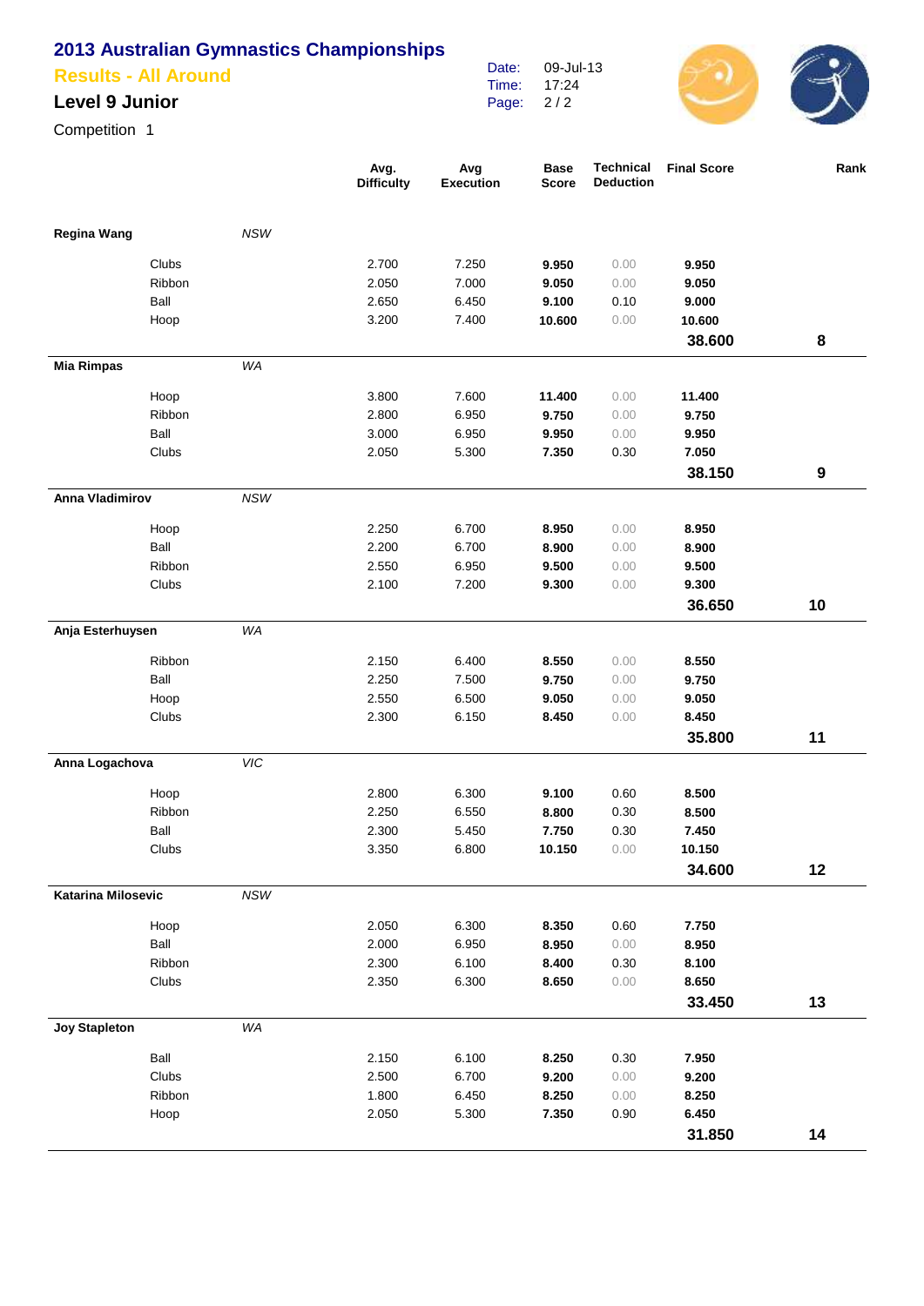# 2013 Australian Gymnastics Championships

## Results - All Around

### Level 9 Junior

Competition 1

Date: 09-Jul-13
Time: 17:24

| | | | Avg. Difficulty | Avg Execution | Base Score | Technical Deduction | Final Score | Rank |
|---|---|---|---|---|---|---|---|---|
| **Regina Wang** | | *NSW* | | | | | | |
| | Clubs | | 2.700 | 7.250 | **9.950** | 0.00 | **9.950** | |
| | Ribbon | | 2.050 | 7.000 | **9.050** | 0.00 | **9.050** | |
| | Ball | | 2.650 | 6.450 | **9.100** | 0.10 | **9.000** | |
| | Hoop | | 3.200 | 7.400 | **10.600** | 0.00 | **10.600** | |
| | | | | | | | **38.600** | **8** |
| **Mia Rimpas** | | *WA* | | | | | | |
| | Hoop | | 3.800 | 7.600 | **11.400** | 0.00 | **11.400** | |
| | Ribbon | | 2.800 | 6.950 | **9.750** | 0.00 | **9.750** | |
| | Ball | | 3.000 | 6.950 | **9.950** | 0.00 | **9.950** | |
| | Clubs | | 2.050 | 5.300 | **7.350** | 0.30 | **7.050** | |
| | | | | | | | **38.150** | **9** |
| **Anna Vladimirov** | | *NSW* | | | | | | |
| | Hoop | | 2.250 | 6.700 | **8.950** | 0.00 | **8.950** | |
| | Ball | | 2.200 | 6.700 | **8.900** | 0.00 | **8.900** | |
| | Ribbon | | 2.550 | 6.950 | **9.500** | 0.00 | **9.500** | |
| | Clubs | | 2.100 | 7.200 | **9.300** | 0.00 | **9.300** | |
| | | | | | | | **36.650** | **10** |
| **Anja Esterhuysen** | | *WA* | | | | | | |
| | Ribbon | | 2.150 | 6.400 | **8.550** | 0.00 | **8.550** | |
| | Ball | | 2.250 | 7.500 | **9.750** | 0.00 | **9.750** | |
| | Hoop | | 2.550 | 6.500 | **9.050** | 0.00 | **9.050** | |
| | Clubs | | 2.300 | 6.150 | **8.450** | 0.00 | **8.450** | |
| | | | | | | | **35.800** | **11** |
| **Anna Logachova** | | *VIC* | | | | | | |
| | Hoop | | 2.800 | 6.300 | **9.100** | 0.60 | **8.500** | |
| | Ribbon | | 2.250 | 6.550 | **8.800** | 0.30 | **8.500** | |
| | Ball | | 2.300 | 5.450 | **7.750** | 0.30 | **7.450** | |
| | Clubs | | 3.350 | 6.800 | **10.150** | 0.00 | **10.150** | |
| | | | | | | | **34.600** | **12** |
| **Katarina Milosevic** | | *NSW* | | | | | | |
| | Hoop | | 2.050 | 6.300 | **8.350** | 0.60 | **7.750** | |
| | Ball | | 2.000 | 6.950 | **8.950** | 0.00 | **8.950** | |
| | Ribbon | | 2.300 | 6.100 | **8.400** | 0.30 | **8.100** | |
| | Clubs | | 2.350 | 6.300 | **8.650** | 0.00 | **8.650** | |
| | | | | | | | **33.450** | **13** |
| **Joy Stapleton** | | *WA* | | | | | | |
| | Ball | | 2.150 | 6.100 | **8.250** | 0.30 | **7.950** | |
| | Clubs | | 2.500 | 6.700 | **9.200** | 0.00 | **9.200** | |
| | Ribbon | | 1.800 | 6.450 | **8.250** | 0.00 | **8.250** | |
| | Hoop | | 2.050 | 5.300 | **7.350** | 0.90 | **6.450** | |
| | | | | | | | **31.850** | **14** |